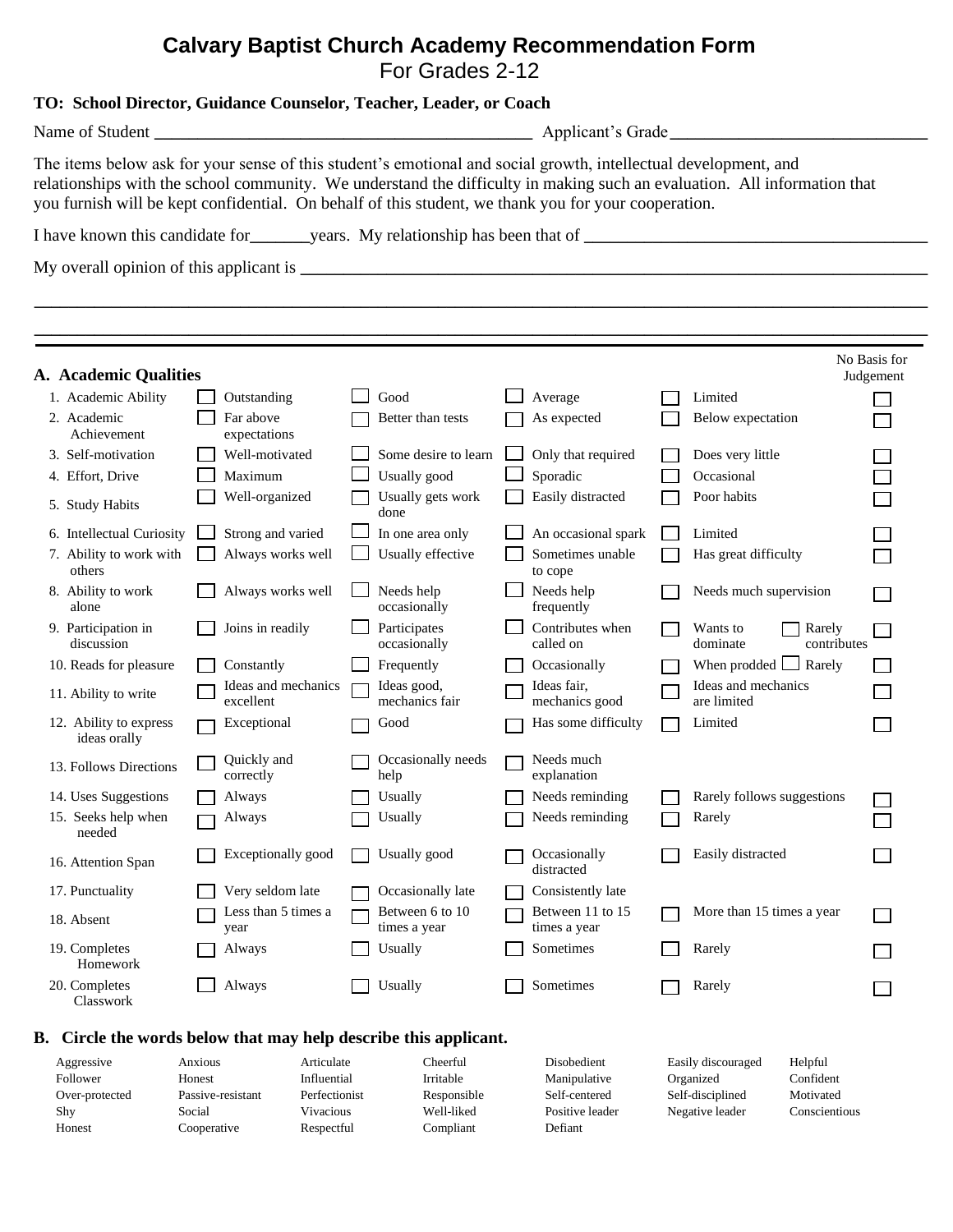# Calvary Baptist Church Academy Recommendation Form

For Grades 2-12

**TO: School Director, Guidance Counselor, Teacher, Leader, or Coach**

Name of Student ____________________________________________ Applicant's Grade ______________________________

The items below ask for your sense of this student's emotional and social growth, intellectual development, and relationships with the school community. We understand the difficulty in making such an evaluation. All information that you furnish will be kept confidential. On behalf of this student, we thank you for your cooperation.

I have known this candidate for_______years. My relationship has been that of ________________________________________

My overall opinion of this applicant is ____________________________________________________________________________

_____________________________________________________________________________________________________________

_____________________________________________________________________________________________________________

## A. Academic Qualities

| | | | | | No Basis for Judgement |
|---|---|---|---|---|---|
| 1. Academic Ability | ☐ Outstanding | ☐ Good | ☐ Average | ☐ Limited | ☐ |
| 2. Academic Achievement | ☐ Far above expectations | ☐ Better than tests | ☐ As expected | ☐ Below expectation | ☐ |
| 3. Self-motivation | ☐ Well-motivated | ☐ Some desire to learn | ☐ Only that required | ☐ Does very little | ☐ |
| 4. Effort, Drive | ☐ Maximum | ☐ Usually good | ☐ Sporadic | ☐ Occasional | ☐ |
| 5. Study Habits | ☐ Well-organized | ☐ Usually gets work done | ☐ Easily distracted | ☐ Poor habits | ☐ |
| 6. Intellectual Curiosity | ☐ Strong and varied | ☐ In one area only | ☐ An occasional spark | ☐ Limited | ☐ |
| 7. Ability to work with others | ☐ Always works well | ☐ Usually effective | ☐ Sometimes unable to cope | ☐ Has great difficulty | ☐ |
| 8. Ability to work alone | ☐ Always works well | ☐ Needs help occasionally | ☐ Needs help frequently | ☐ Needs much supervision | ☐ |
| 9. Participation in discussion | ☐ Joins in readily | ☐ Participates occasionally | ☐ Contributes when called on | ☐ Wants to dominate ☐ Rarely contributes | ☐ |
| 10. Reads for pleasure | ☐ Constantly | ☐ Frequently | ☐ Occasionally | ☐ When prodded ☐ Rarely | ☐ |
| 11. Ability to write | ☐ Ideas and mechanics excellent | ☐ Ideas good, mechanics fair | ☐ Ideas fair, mechanics good | ☐ Ideas and mechanics are limited | ☐ |
| 12. Ability to express ideas orally | ☐ Exceptional | ☐ Good | ☐ Has some difficulty | ☐ Limited | ☐ |
| 13. Follows Directions | ☐ Quickly and correctly | ☐ Occasionally needs help | ☐ Needs much explanation | | |
| 14. Uses Suggestions | ☐ Always | ☐ Usually | ☐ Needs reminding | ☐ Rarely follows suggestions | ☐ |
| 15. Seeks help when needed | ☐ Always | ☐ Usually | ☐ Needs reminding | ☐ Rarely | ☐ |
| 16. Attention Span | ☐ Exceptionally good | ☐ Usually good | ☐ Occasionally distracted | ☐ Easily distracted | ☐ |
| 17. Punctuality | ☐ Very seldom late | ☐ Occasionally late | ☐ Consistently late | | |
| 18. Absent | ☐ Less than 5 times a year | ☐ Between 6 to 10 times a year | ☐ Between 11 to 15 times a year | ☐ More than 15 times a year | ☐ |
| 19. Completes Homework | ☐ Always | ☐ Usually | ☐ Sometimes | ☐ Rarely | ☐ |
| 20. Completes Classwork | ☐ Always | ☐ Usually | ☐ Sometimes | ☐ Rarely | ☐ |

## B. Circle the words below that may help describe this applicant.

| | | | | | | |
|---|---|---|---|---|---|---|
| Aggressive | Anxious | Articulate | Cheerful | Disobedient | Easily discouraged | Helpful |
| Follower | Honest | Influential | Irritable | Manipulative | Organized | Confident |
| Over-protected | Passive-resistant | Perfectionist | Responsible | Self-centered | Self-disciplined | Motivated |
| Shy | Social | Vivacious | Well-liked | Positive leader | Negative leader | Conscientious |
| Honest | Cooperative | Respectful | Compliant | Defiant | | |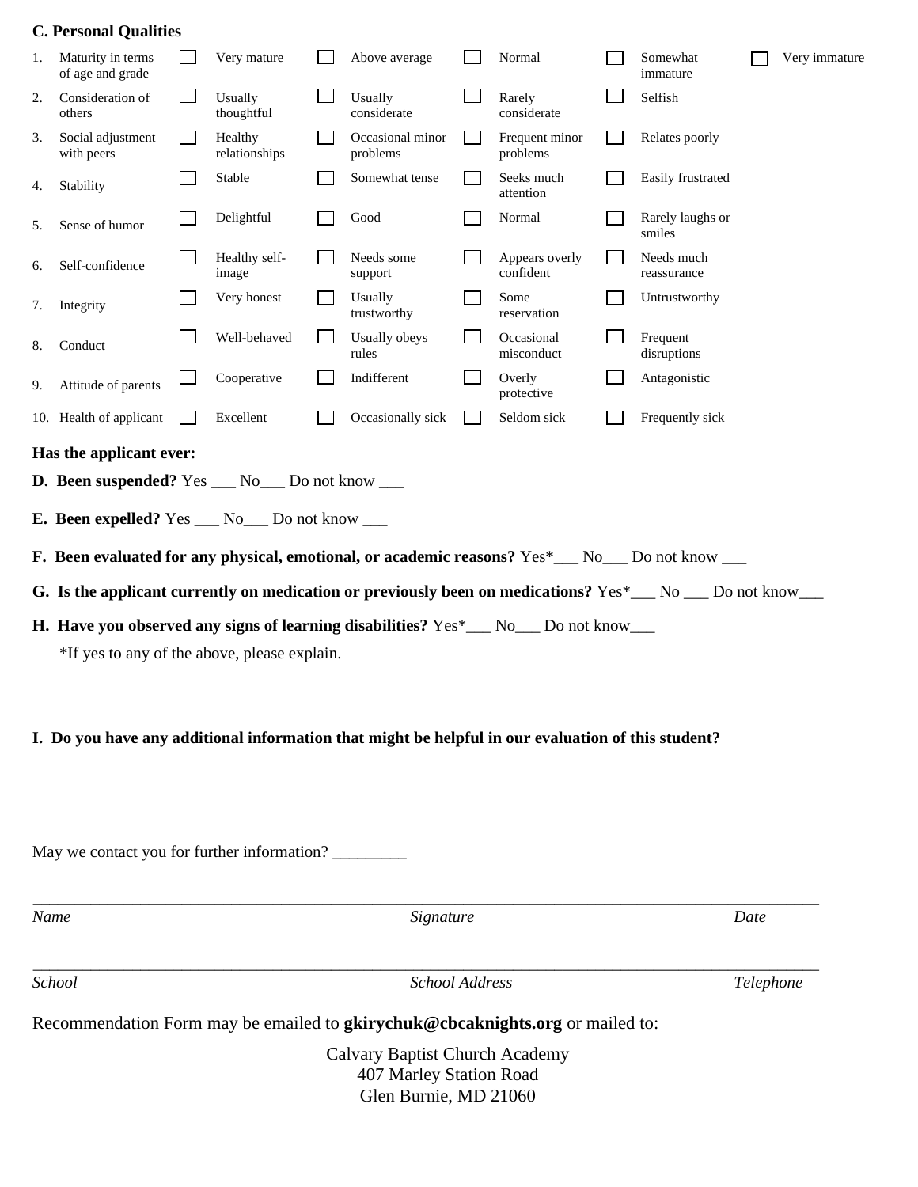### C. Personal Qualities

| | | | | | | |
|---|---|---|---|---|---|---|
| 1. | Maturity in terms of age and grade | ☐ Very mature | ☐ Above average | ☐ Normal | ☐ Somewhat immature | ☐ Very immature |
| 2. | Consideration of others | ☐ Usually thoughtful | ☐ Usually considerate | ☐ Rarely considerate | ☐ Selfish | |
| 3. | Social adjustment with peers | ☐ Healthy relationships | ☐ Occasional minor problems | ☐ Frequent minor problems | ☐ Relates poorly | |
| 4. | Stability | ☐ Stable | ☐ Somewhat tense | ☐ Seeks much attention | ☐ Easily frustrated | |
| 5. | Sense of humor | ☐ Delightful | ☐ Good | ☐ Normal | ☐ Rarely laughs or smiles | |
| 6. | Self-confidence | ☐ Healthy self-image | ☐ Needs some support | ☐ Appears overly confident | ☐ Needs much reassurance | |
| 7. | Integrity | ☐ Very honest | ☐ Usually trustworthy | ☐ Some reservation | ☐ Untrustworthy | |
| 8. | Conduct | ☐ Well-behaved | ☐ Usually obeys rules | ☐ Occasional misconduct | ☐ Frequent disruptions | |
| 9. | Attitude of parents | ☐ Cooperative | ☐ Indifferent | ☐ Overly protective | ☐ Antagonistic | |
| 10. | Health of applicant | ☐ Excellent | ☐ Occasionally sick | ☐ Seldom sick | ☐ Frequently sick | |

**Has the applicant ever:**

**D. Been suspended?** Yes ___ No___ Do not know ___

**E. Been expelled?** Yes ___ No___ Do not know ___

**F. Been evaluated for any physical, emotional, or academic reasons?** Yes*___ No___ Do not know ___

**G. Is the applicant currently on medication or previously been on medications?** Yes*___ No ___ Do not know___

**H. Have you observed any signs of learning disabilities?** Yes*___ No___ Do not know___

*If yes to any of the above, please explain.

**I. Do you have any additional information that might be helpful in our evaluation of this student?**

May we contact you for further information? _________

_____________________________________________________________________________________

*Name* *Signature* *Date*

_____________________________________________________________________________________

*School* *School Address* *Telephone*

Recommendation Form may be emailed to **gkirychuk@cbcaknights.org** or mailed to:

Calvary Baptist Church Academy
407 Marley Station Road
Glen Burnie, MD 21060